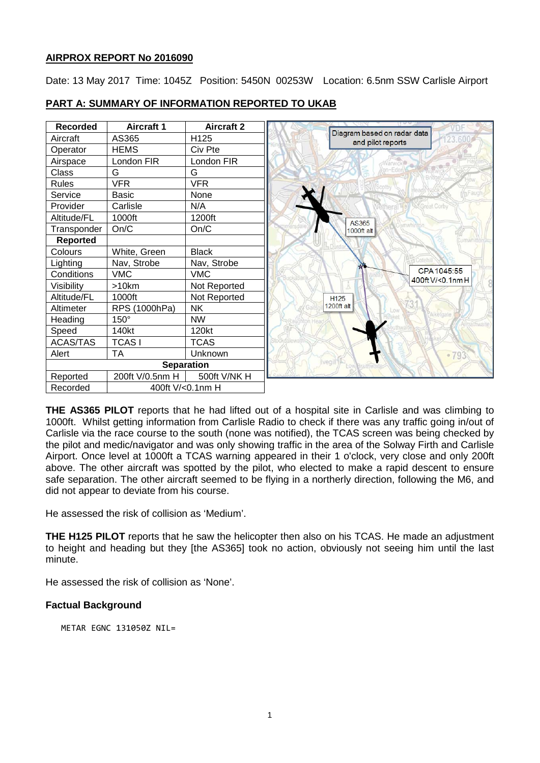## AIRPROX REPORT No 2016090

Date: 13 May 2017 Time: 1045Z Position: 5450N 00253W Location: 6.5nm SSW Carlisle Airport

## PART A: SUMMARY OF INFORMATION REPORTED TO UKAB

| Recorded | Aircraft 1 | Aircraft 2 |
|---|---|---|
| Aircraft | AS365 | H125 |
| Operator | HEMS | Civ Pte |
| Airspace | London FIR | London FIR |
| Class | G | G |
| Rules | VFR | VFR |
| Service | Basic | None |
| Provider | Carlisle | N/A |
| Altitude/FL | 1000ft | 1200ft |
| Transponder | On/C | On/C |
| **Reported** | | |
| Colours | White, Green | Black |
| Lighting | Nav, Strobe | Nav, Strobe |
| Conditions | VMC | VMC |
| Visibility | >10km | Not Reported |
| Altitude/FL | 1000ft | Not Reported |
| Altimeter | RPS (1000hPa) | NK |
| Heading | 150° | NW |
| Speed | 140kt | 120kt |
| ACAS/TAS | TCAS I | TCAS |
| Alert | TA | Unknown |
| **Separation** | | |
| Reported | 200ft V/0.5nm H | 500ft V/NK H |
| Recorded | 400ft V/<0.1nm H | |

Diagram based on radar data and pilot reports

AS365 1000ft alt

CPA 1045:55 400ft V/<0.1nm H

H125 1200ft alt

**THE AS365 PILOT** reports that he had lifted out of a hospital site in Carlisle and was climbing to 1000ft. Whilst getting information from Carlisle Radio to check if there was any traffic going in/out of Carlisle via the race course to the south (none was notified), the TCAS screen was being checked by the pilot and medic/navigator and was only showing traffic in the area of the Solway Firth and Carlisle Airport. Once level at 1000ft a TCAS warning appeared in their 1 o'clock, very close and only 200ft above. The other aircraft was spotted by the pilot, who elected to make a rapid descent to ensure safe separation. The other aircraft seemed to be flying in a northerly direction, following the M6, and did not appear to deviate from his course.

He assessed the risk of collision as 'Medium'.

**THE H125 PILOT** reports that he saw the helicopter then also on his TCAS. He made an adjustment to height and heading but they [the AS365] took no action, obviously not seeing him until the last minute.

He assessed the risk of collision as 'None'.

### Factual Background

```
METAR EGNC 131050Z NIL=
```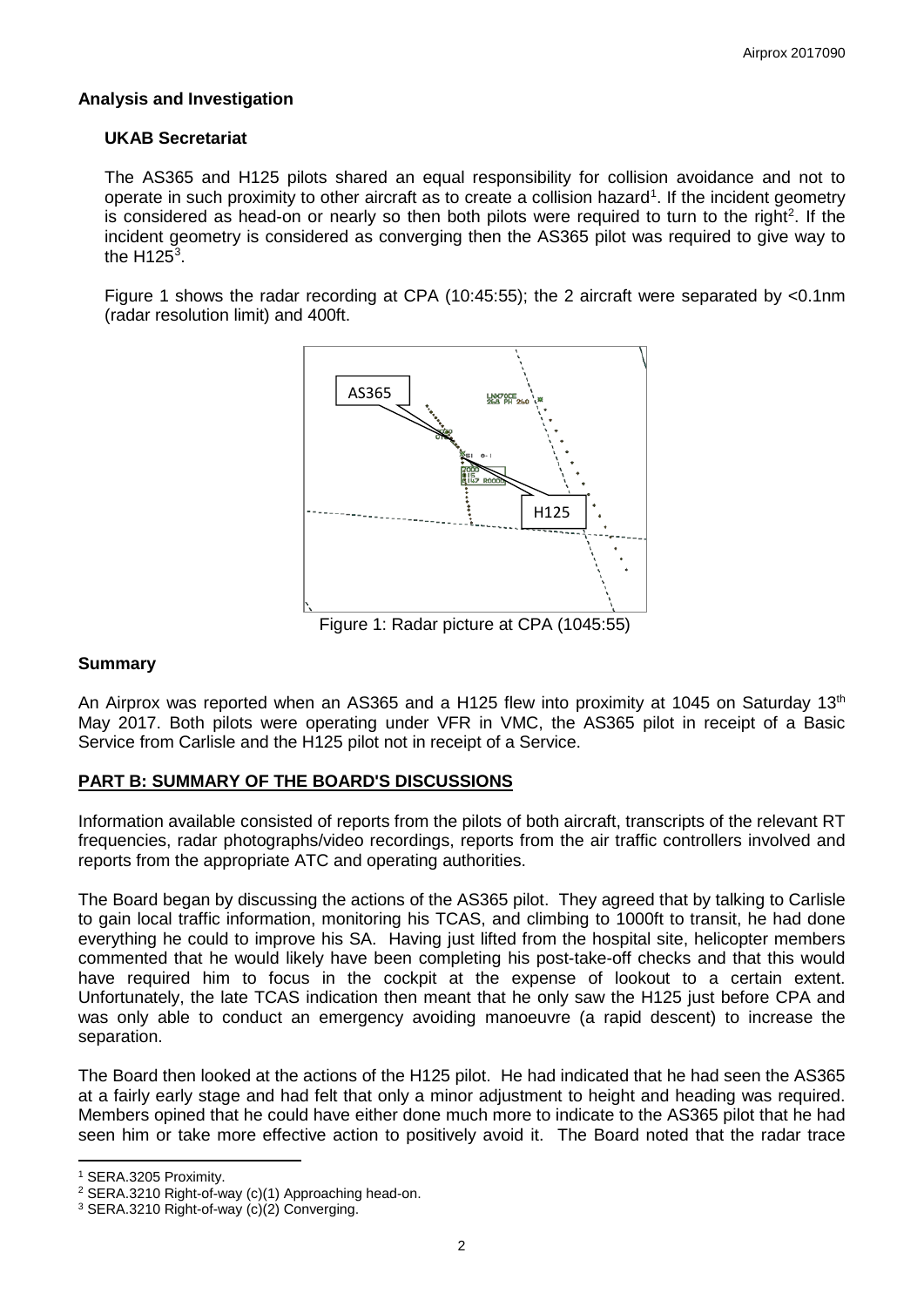## Analysis and Investigation

### UKAB Secretariat

The AS365 and H125 pilots shared an equal responsibility for collision avoidance and not to operate in such proximity to other aircraft as to create a collision hazard[1]. If the incident geometry is considered as head-on or nearly so then both pilots were required to turn to the right[2]. If the incident geometry is considered as converging then the AS365 pilot was required to give way to the H125[3].

Figure 1 shows the radar recording at CPA (10:45:55); the 2 aircraft were separated by <0.1nm (radar resolution limit) and 400ft.

Figure 1: Radar picture at CPA (1045:55)

## Summary

An Airprox was reported when an AS365 and a H125 flew into proximity at 1045 on Saturday 13th May 2017. Both pilots were operating under VFR in VMC, the AS365 pilot in receipt of a Basic Service from Carlisle and the H125 pilot not in receipt of a Service.

## PART B: SUMMARY OF THE BOARD'S DISCUSSIONS

Information available consisted of reports from the pilots of both aircraft, transcripts of the relevant RT frequencies, radar photographs/video recordings, reports from the air traffic controllers involved and reports from the appropriate ATC and operating authorities.

The Board began by discussing the actions of the AS365 pilot. They agreed that by talking to Carlisle to gain local traffic information, monitoring his TCAS, and climbing to 1000ft to transit, he had done everything he could to improve his SA. Having just lifted from the hospital site, helicopter members commented that he would likely have been completing his post-take-off checks and that this would have required him to focus in the cockpit at the expense of lookout to a certain extent. Unfortunately, the late TCAS indication then meant that he only saw the H125 just before CPA and was only able to conduct an emergency avoiding manoeuvre (a rapid descent) to increase the separation.

The Board then looked at the actions of the H125 pilot. He had indicated that he had seen the AS365 at a fairly early stage and had felt that only a minor adjustment to height and heading was required. Members opined that he could have either done much more to indicate to the AS365 pilot that he had seen him or take more effective action to positively avoid it. The Board noted that the radar trace

---

[1] SERA.3205 Proximity.

[2] SERA.3210 Right-of-way (c)(1) Approaching head-on.

[3] SERA.3210 Right-of-way (c)(2) Converging.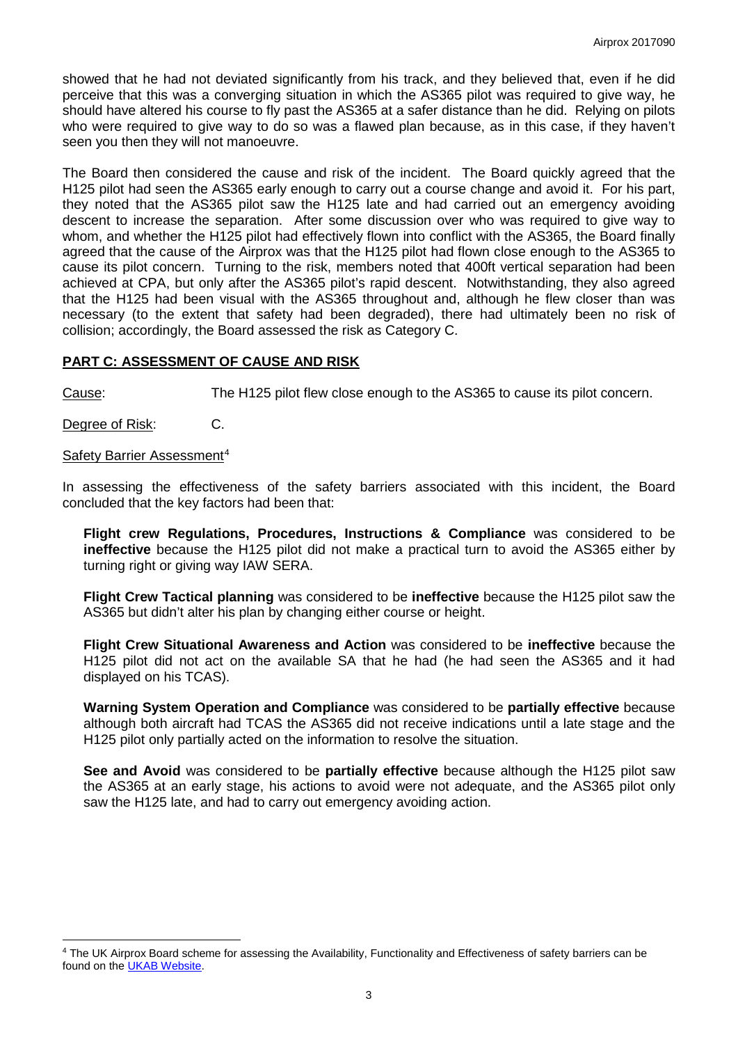showed that he had not deviated significantly from his track, and they believed that, even if he did perceive that this was a converging situation in which the AS365 pilot was required to give way, he should have altered his course to fly past the AS365 at a safer distance than he did. Relying on pilots who were required to give way to do so was a flawed plan because, as in this case, if they haven't seen you then they will not manoeuvre.

The Board then considered the cause and risk of the incident. The Board quickly agreed that the H125 pilot had seen the AS365 early enough to carry out a course change and avoid it. For his part, they noted that the AS365 pilot saw the H125 late and had carried out an emergency avoiding descent to increase the separation. After some discussion over who was required to give way to whom, and whether the H125 pilot had effectively flown into conflict with the AS365, the Board finally agreed that the cause of the Airprox was that the H125 pilot had flown close enough to the AS365 to cause its pilot concern. Turning to the risk, members noted that 400ft vertical separation had been achieved at CPA, but only after the AS365 pilot's rapid descent. Notwithstanding, they also agreed that the H125 had been visual with the AS365 throughout and, although he flew closer than was necessary (to the extent that safety had been degraded), there had ultimately been no risk of collision; accordingly, the Board assessed the risk as Category C.

## PART C: ASSESSMENT OF CAUSE AND RISK

Cause: The H125 pilot flew close enough to the AS365 to cause its pilot concern.

Degree of Risk: C.

Safety Barrier Assessment[4]

In assessing the effectiveness of the safety barriers associated with this incident, the Board concluded that the key factors had been that:

**Flight crew Regulations, Procedures, Instructions & Compliance** was considered to be **ineffective** because the H125 pilot did not make a practical turn to avoid the AS365 either by turning right or giving way IAW SERA.

**Flight Crew Tactical planning** was considered to be **ineffective** because the H125 pilot saw the AS365 but didn't alter his plan by changing either course or height.

**Flight Crew Situational Awareness and Action** was considered to be **ineffective** because the H125 pilot did not act on the available SA that he had (he had seen the AS365 and it had displayed on his TCAS).

**Warning System Operation and Compliance** was considered to be **partially effective** because although both aircraft had TCAS the AS365 did not receive indications until a late stage and the H125 pilot only partially acted on the information to resolve the situation.

**See and Avoid** was considered to be **partially effective** because although the H125 pilot saw the AS365 at an early stage, his actions to avoid were not adequate, and the AS365 pilot only saw the H125 late, and had to carry out emergency avoiding action.

---

[4] The UK Airprox Board scheme for assessing the Availability, Functionality and Effectiveness of safety barriers can be found on the UKAB Website.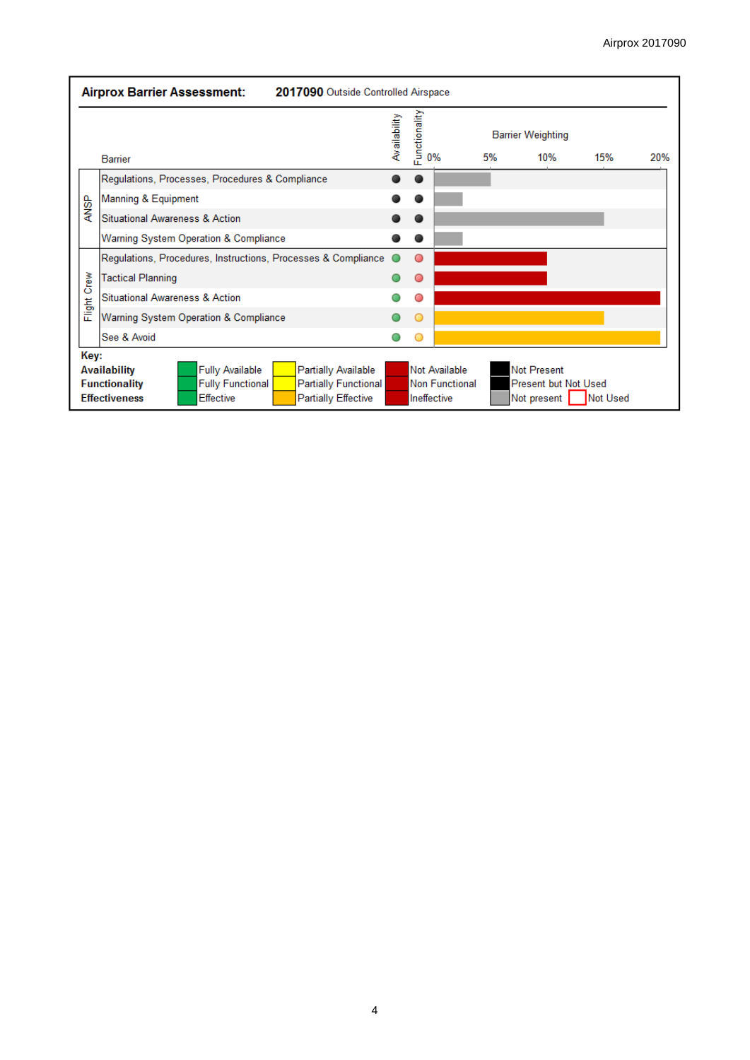## Airprox Barrier Assessment: 2017090 Outside Controlled Airspace

Barrier

Availability

Functionality

Barrier Weighting

0%

5%

10%

15%

20%

ANSP

Regulations, Processes, Procedures & Compliance

Manning & Equipment

Situational Awareness & Action

Warning System Operation & Compliance

Flight Crew

Regulations, Procedures, Instructions, Processes & Compliance

Tactical Planning

Situational Awareness & Action

Warning System Operation & Compliance

See & Avoid

**Key:**

| | | | | | |
|---|---|---|---|---|---|
| **Availability** | Fully Available | Partially Available | Not Available | Not Present | |
| **Functionality** | Fully Functional | Partially Functional | Non Functional | Present but Not Used | |
| **Effectiveness** | Effective | Partially Effective | Ineffective | Not present | Not Used |